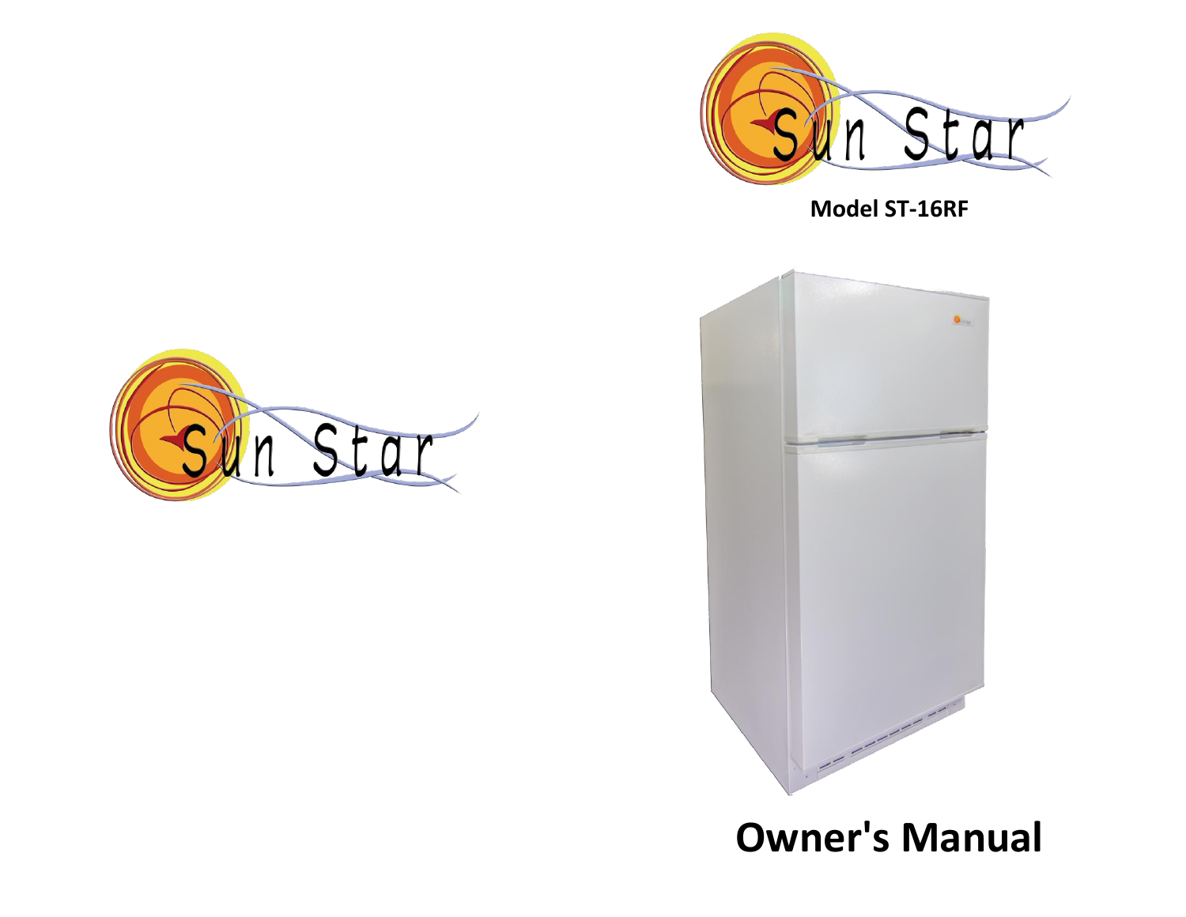Sun Star

**Model ST-16RF**

Sun Star

# Owner's Manual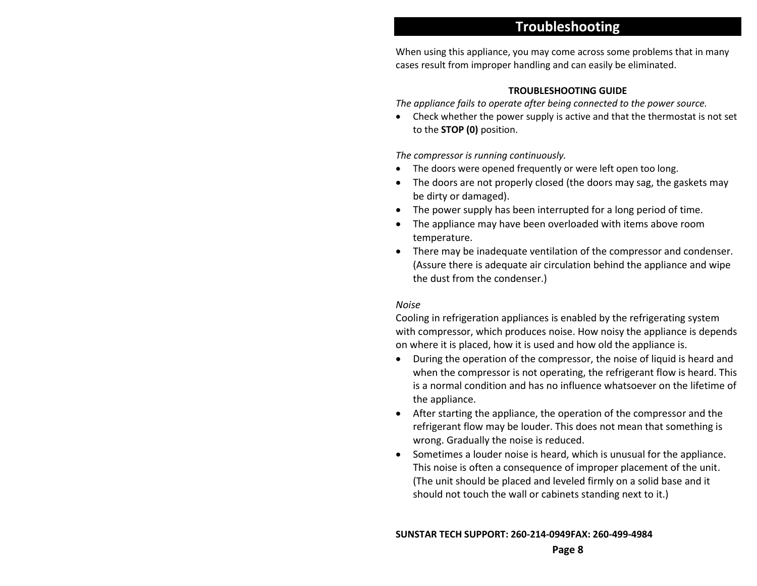# Troubleshooting

When using this appliance, you may come across some problems that in many cases result from improper handling and can easily be eliminated.

**TROUBLESHOOTING GUIDE**

*The appliance fails to operate after being connected to the power source.*

- Check whether the power supply is active and that the thermostat is not set to the **STOP (0)** position.

*The compressor is running continuously.*

- The doors were opened frequently or were left open too long.
- The doors are not properly closed (the doors may sag, the gaskets may be dirty or damaged).
- The power supply has been interrupted for a long period of time.
- The appliance may have been overloaded with items above room temperature.
- There may be inadequate ventilation of the compressor and condenser. (Assure there is adequate air circulation behind the appliance and wipe the dust from the condenser.)

*Noise*

Cooling in refrigeration appliances is enabled by the refrigerating system with compressor, which produces noise. How noisy the appliance is depends on where it is placed, how it is used and how old the appliance is.

- During the operation of the compressor, the noise of liquid is heard and when the compressor is not operating, the refrigerant flow is heard. This is a normal condition and has no influence whatsoever on the lifetime of the appliance.
- After starting the appliance, the operation of the compressor and the refrigerant flow may be louder. This does not mean that something is wrong. Gradually the noise is reduced.
- Sometimes a louder noise is heard, which is unusual for the appliance. This noise is often a consequence of improper placement of the unit. (The unit should be placed and leveled firmly on a solid base and it should not touch the wall or cabinets standing next to it.)

**SUNSTAR TECH SUPPORT: 260-214-0949FAX: 260-499-4984**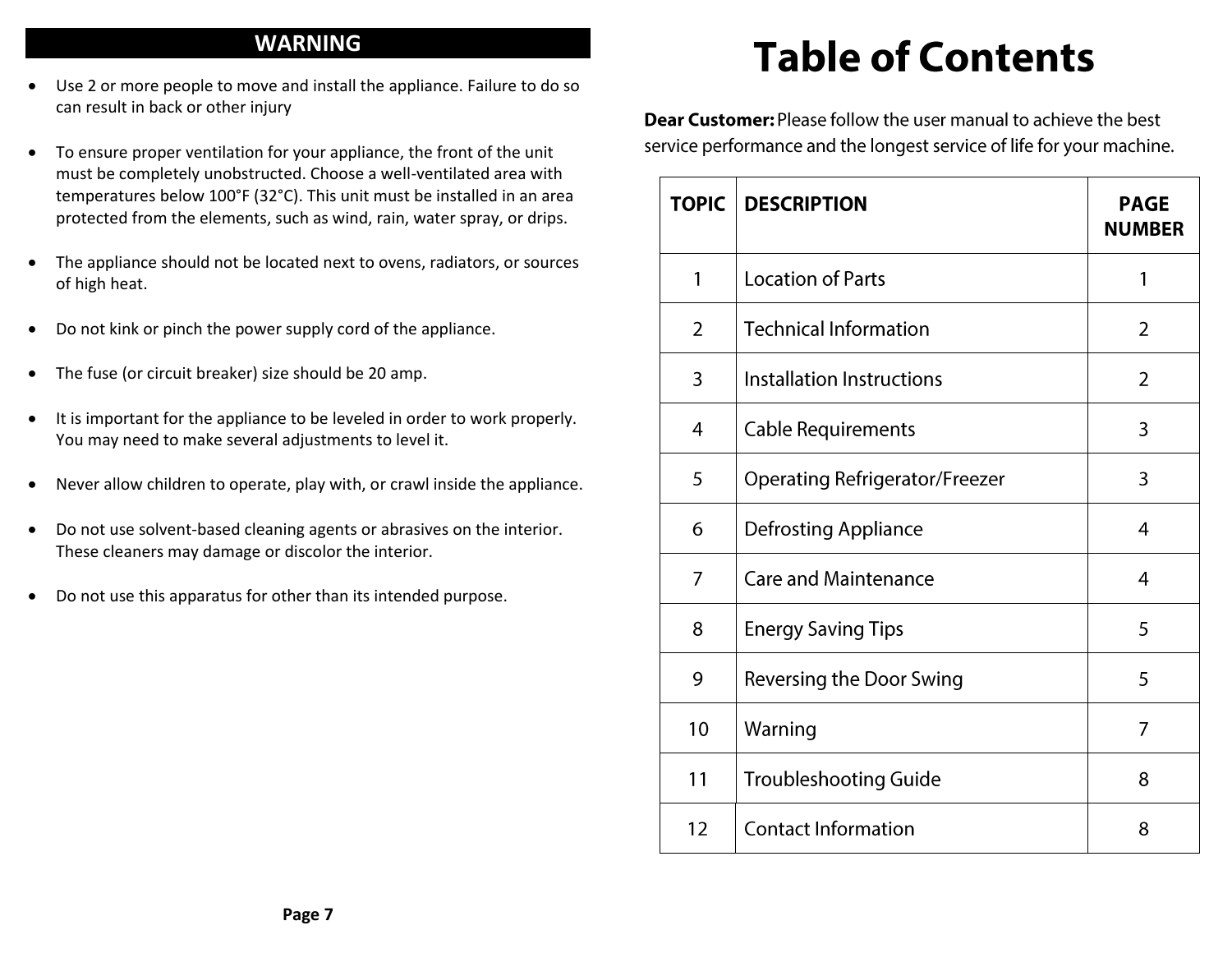## WARNING

- Use 2 or more people to move and install the appliance. Failure to do so can result in back or other injury
- To ensure proper ventilation for your appliance, the front of the unit must be completely unobstructed. Choose a well-ventilated area with temperatures below 100°F (32°C). This unit must be installed in an area protected from the elements, such as wind, rain, water spray, or drips.
- The appliance should not be located next to ovens, radiators, or sources of high heat.
- Do not kink or pinch the power supply cord of the appliance.
- The fuse (or circuit breaker) size should be 20 amp.
- It is important for the appliance to be leveled in order to work properly. You may need to make several adjustments to level it.
- Never allow children to operate, play with, or crawl inside the appliance.
- Do not use solvent-based cleaning agents or abrasives on the interior. These cleaners may damage or discolor the interior.
- Do not use this apparatus for other than its intended purpose.

# Table of Contents

**Dear Customer:** Please follow the user manual to achieve the best service performance and the longest service of life for your machine.

| TOPIC | DESCRIPTION | PAGE NUMBER |
|---|---|---|
| 1 | Location of Parts | 1 |
| 2 | Technical Information | 2 |
| 3 | Installation Instructions | 2 |
| 4 | Cable Requirements | 3 |
| 5 | Operating Refrigerator/Freezer | 3 |
| 6 | Defrosting Appliance | 4 |
| 7 | Care and Maintenance | 4 |
| 8 | Energy Saving Tips | 5 |
| 9 | Reversing the Door Swing | 5 |
| 10 | Warning | 7 |
| 11 | Troubleshooting Guide | 8 |
| 12 | Contact Information | 8 |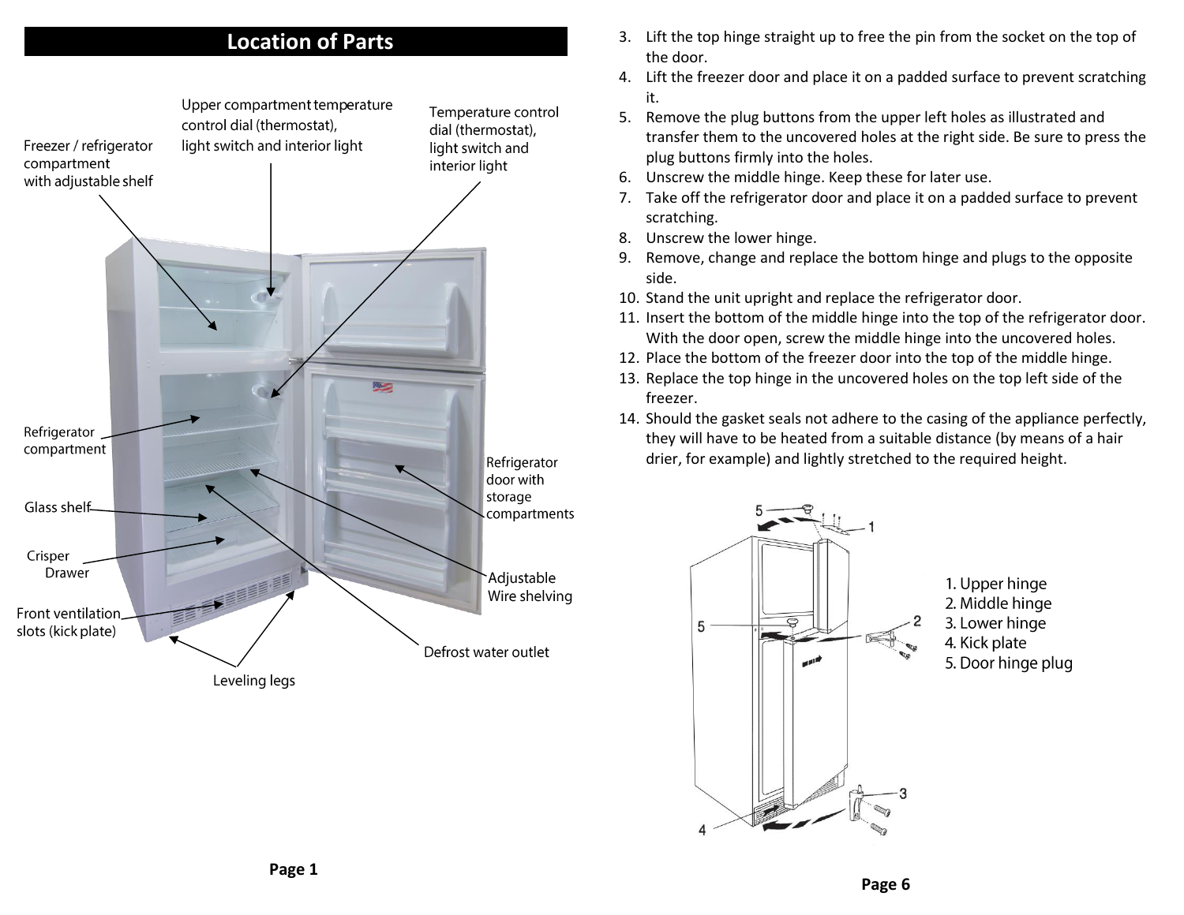## Location of Parts

Freezer / refrigerator compartment with adjustable shelf

Upper compartment temperature control dial (thermostat), light switch and interior light

Temperature control dial (thermostat), light switch and interior light

Refrigerator compartment

Glass shelf

Crisper Drawer

Front ventilation slots (kick plate)

Leveling legs

Refrigerator door with storage compartments

Adjustable Wire shelving

Defrost water outlet

3. Lift the top hinge straight up to free the pin from the socket on the top of the door.
4. Lift the freezer door and place it on a padded surface to prevent scratching it.
5. Remove the plug buttons from the upper left holes as illustrated and transfer them to the uncovered holes at the right side. Be sure to press the plug buttons firmly into the holes.
6. Unscrew the middle hinge. Keep these for later use.
7. Take off the refrigerator door and place it on a padded surface to prevent scratching.
8. Unscrew the lower hinge.
9. Remove, change and replace the bottom hinge and plugs to the opposite side.
10. Stand the unit upright and replace the refrigerator door.
11. Insert the bottom of the middle hinge into the top of the refrigerator door. With the door open, screw the middle hinge into the uncovered holes.
12. Place the bottom of the freezer door into the top of the middle hinge.
13. Replace the top hinge in the uncovered holes on the top left side of the freezer.
14. Should the gasket seals not adhere to the casing of the appliance perfectly, they will have to be heated from a suitable distance (by means of a hair drier, for example) and lightly stretched to the required height.

1. Upper hinge
2. Middle hinge
3. Lower hinge
4. Kick plate
5. Door hinge plug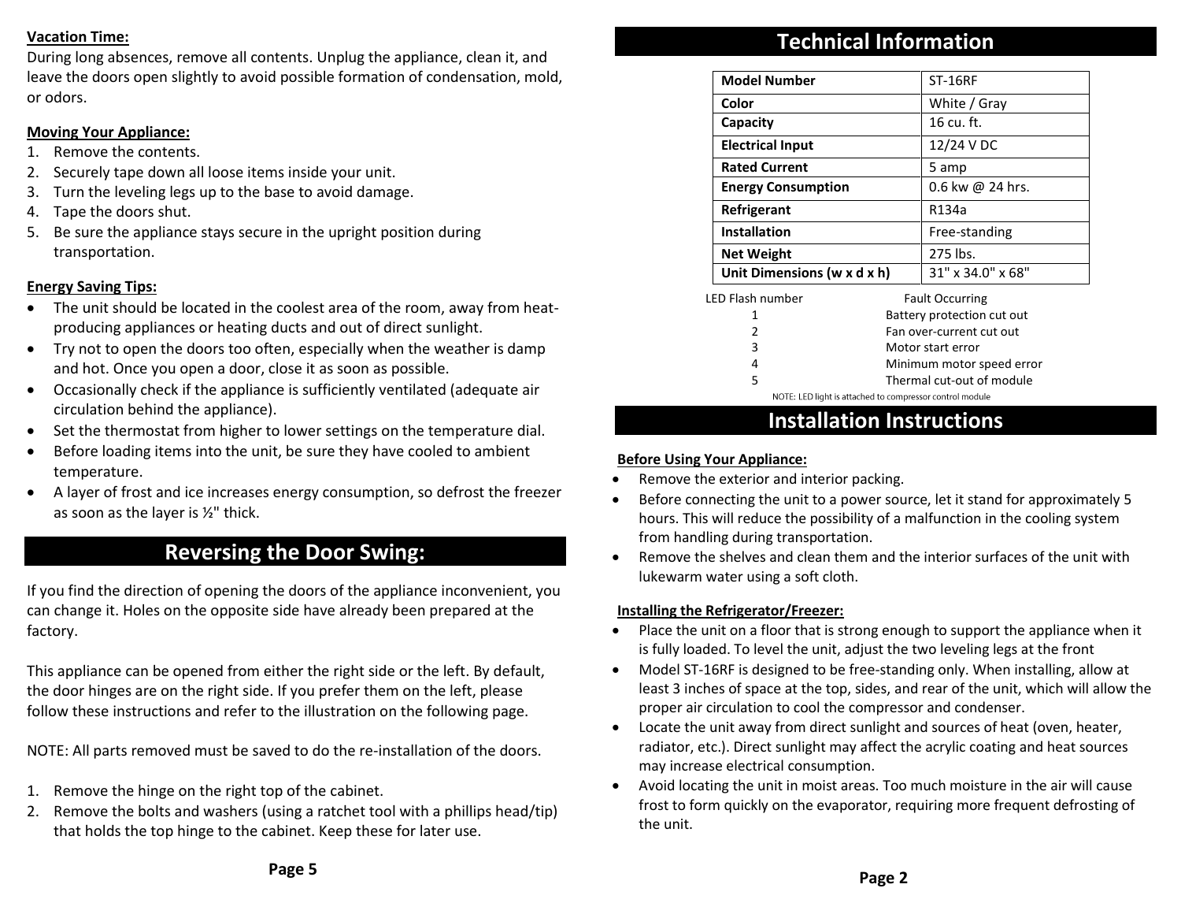**Vacation Time:**

During long absences, remove all contents. Unplug the appliance, clean it, and leave the doors open slightly to avoid possible formation of condensation, mold, or odors.

**Moving Your Appliance:**

1. Remove the contents.
2. Securely tape down all loose items inside your unit.
3. Turn the leveling legs up to the base to avoid damage.
4. Tape the doors shut.
5. Be sure the appliance stays secure in the upright position during transportation.

**Energy Saving Tips:**

- The unit should be located in the coolest area of the room, away from heat-producing appliances or heating ducts and out of direct sunlight.
- Try not to open the doors too often, especially when the weather is damp and hot. Once you open a door, close it as soon as possible.
- Occasionally check if the appliance is sufficiently ventilated (adequate air circulation behind the appliance).
- Set the thermostat from higher to lower settings on the temperature dial.
- Before loading items into the unit, be sure they have cooled to ambient temperature.
- A layer of frost and ice increases energy consumption, so defrost the freezer as soon as the layer is ½" thick.

## Reversing the Door Swing:

If you find the direction of opening the doors of the appliance inconvenient, you can change it. Holes on the opposite side have already been prepared at the factory.

This appliance can be opened from either the right side or the left. By default, the door hinges are on the right side. If you prefer them on the left, please follow these instructions and refer to the illustration on the following page.

NOTE: All parts removed must be saved to do the re-installation of the doors.

1. Remove the hinge on the right top of the cabinet.
2. Remove the bolts and washers (using a ratchet tool with a phillips head/tip) that holds the top hinge to the cabinet. Keep these for later use.

## Technical Information

| | |
|---|---|
| **Model Number** | ST-16RF |
| **Color** | White / Gray |
| **Capacity** | 16 cu. ft. |
| **Electrical Input** | 12/24 V DC |
| **Rated Current** | 5 amp |
| **Energy Consumption** | 0.6 kw @ 24 hrs. |
| **Refrigerant** | R134a |
| **Installation** | Free-standing |
| **Net Weight** | 275 lbs. |
| **Unit Dimensions (w x d x h)** | 31" x 34.0" x 68" |

| LED Flash number | Fault Occurring |
|---|---|
| 1 | Battery protection cut out |
| 2 | Fan over-current cut out |
| 3 | Motor start error |
| 4 | Minimum motor speed error |
| 5 | Thermal cut-out of module |

NOTE: LED light is attached to compressor control module

## Installation Instructions

**Before Using Your Appliance:**

- Remove the exterior and interior packing.
- Before connecting the unit to a power source, let it stand for approximately 5 hours. This will reduce the possibility of a malfunction in the cooling system from handling during transportation.
- Remove the shelves and clean them and the interior surfaces of the unit with lukewarm water using a soft cloth.

**Installing the Refrigerator/Freezer:**

- Place the unit on a floor that is strong enough to support the appliance when it is fully loaded. To level the unit, adjust the two leveling legs at the front
- Model ST-16RF is designed to be free-standing only. When installing, allow at least 3 inches of space at the top, sides, and rear of the unit, which will allow the proper air circulation to cool the compressor and condenser.
- Locate the unit away from direct sunlight and sources of heat (oven, heater, radiator, etc.). Direct sunlight may affect the acrylic coating and heat sources may increase electrical consumption.
- Avoid locating the unit in moist areas. Too much moisture in the air will cause frost to form quickly on the evaporator, requiring more frequent defrosting of the unit.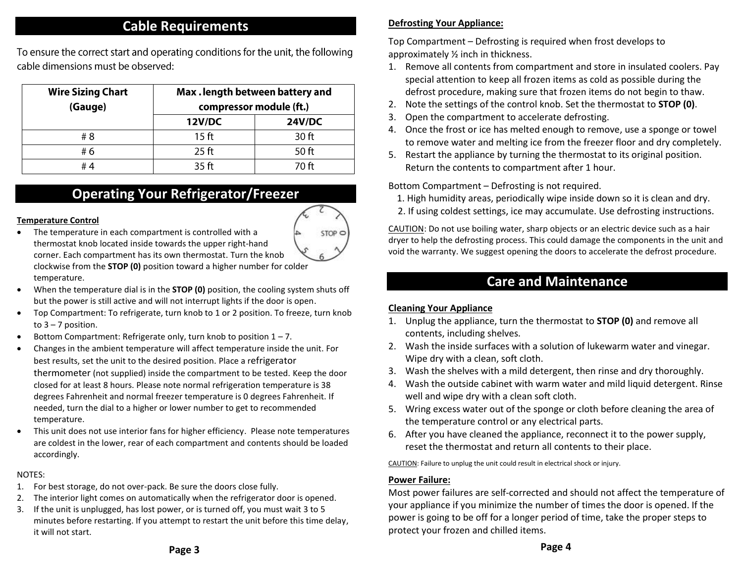## Cable Requirements

To ensure the correct start and operating conditions for the unit, the following cable dimensions must be observed:

| Wire Sizing Chart (Gauge) | Max . length between battery and compressor module (ft.) | |
|---|---|---|
| | 12V/DC | 24V/DC |
| # 8 | 15 ft | 30 ft |
| # 6 | 25 ft | 50 ft |
| # 4 | 35 ft | 70 ft |

## Operating Your Refrigerator/Freezer

**Temperature Control**

- The temperature in each compartment is controlled with a thermostat knob located inside towards the upper right-hand corner. Each compartment has its own thermostat. Turn the knob clockwise from the **STOP (0)** position toward a higher number for colder temperature.
- When the temperature dial is in the **STOP (0)** position, the cooling system shuts off but the power is still active and will not interrupt lights if the door is open.
- Top Compartment: To refrigerate, turn knob to 1 or 2 position. To freeze, turn knob to 3 – 7 position.
- Bottom Compartment: Refrigerate only, turn knob to position 1 – 7.
- Changes in the ambient temperature will affect temperature inside the unit. For best results, set the unit to the desired position. Place a refrigerator thermometer (not supplied) inside the compartment to be tested. Keep the door closed for at least 8 hours. Please note normal refrigeration temperature is 38 degrees Fahrenheit and normal freezer temperature is 0 degrees Fahrenheit. If needed, turn the dial to a higher or lower number to get to recommended temperature.
- This unit does not use interior fans for higher efficiency. Please note temperatures are coldest in the lower, rear of each compartment and contents should be loaded accordingly.

NOTES:

1. For best storage, do not over-pack. Be sure the doors close fully.
2. The interior light comes on automatically when the refrigerator door is opened.
3. If the unit is unplugged, has lost power, or is turned off, you must wait 3 to 5 minutes before restarting. If you attempt to restart the unit before this time delay, it will not start.

**Defrosting Your Appliance:**

Top Compartment – Defrosting is required when frost develops to approximately ½ inch in thickness.

1. Remove all contents from compartment and store in insulated coolers. Pay special attention to keep all frozen items as cold as possible during the defrost procedure, making sure that frozen items do not begin to thaw.
2. Note the settings of the control knob. Set the thermostat to **STOP (0)**.
3. Open the compartment to accelerate defrosting.
4. Once the frost or ice has melted enough to remove, use a sponge or towel to remove water and melting ice from the freezer floor and dry completely.
5. Restart the appliance by turning the thermostat to its original position. Return the contents to compartment after 1 hour.

Bottom Compartment – Defrosting is not required.

1. High humidity areas, periodically wipe inside down so it is clean and dry.
2. If using coldest settings, ice may accumulate. Use defrosting instructions.

CAUTION: Do not use boiling water, sharp objects or an electric device such as a hair dryer to help the defrosting process. This could damage the components in the unit and void the warranty. We suggest opening the doors to accelerate the defrost procedure.

## Care and Maintenance

**Cleaning Your Appliance**

1. Unplug the appliance, turn the thermostat to **STOP (0)** and remove all contents, including shelves.
2. Wash the inside surfaces with a solution of lukewarm water and vinegar. Wipe dry with a clean, soft cloth.
3. Wash the shelves with a mild detergent, then rinse and dry thoroughly.
4. Wash the outside cabinet with warm water and mild liquid detergent. Rinse well and wipe dry with a clean soft cloth.
5. Wring excess water out of the sponge or cloth before cleaning the area of the temperature control or any electrical parts.
6. After you have cleaned the appliance, reconnect it to the power supply, reset the thermostat and return all contents to their place.

CAUTION: Failure to unplug the unit could result in electrical shock or injury.

**Power Failure:**

Most power failures are self-corrected and should not affect the temperature of your appliance if you minimize the number of times the door is opened. If the power is going to be off for a longer period of time, take the proper steps to protect your frozen and chilled items.